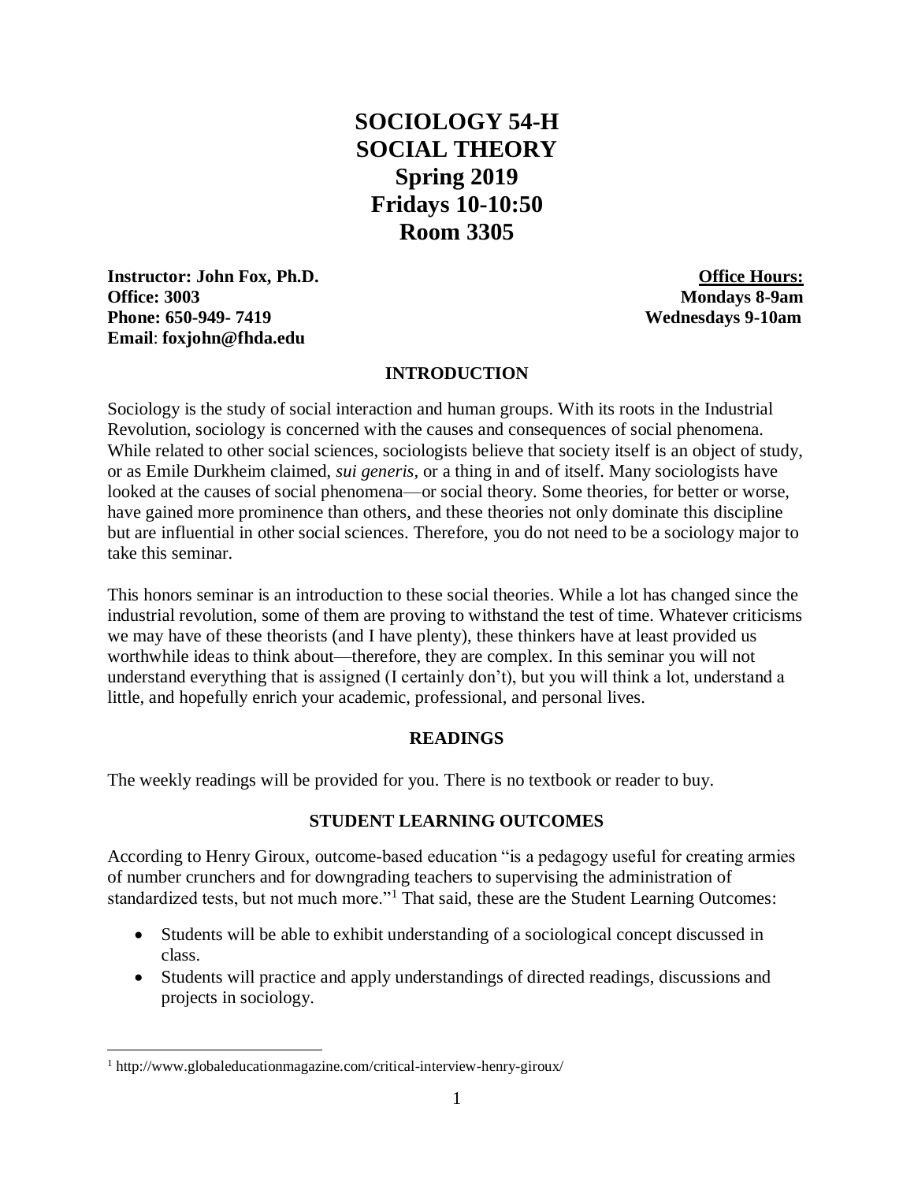# SOCIOLOGY 54-H
# SOCIAL THEORY
# Spring 2019
# Fridays 10-10:50
# Room 3305

**Instructor: John Fox, Ph.D.**
**Office: 3003**
**Phone: 650-949- 7419**
**Email**: **foxjohn@fhda.edu**

**Office Hours:**
**Mondays 8-9am**
**Wednesdays 9-10am**

## INTRODUCTION

Sociology is the study of social interaction and human groups. With its roots in the Industrial Revolution, sociology is concerned with the causes and consequences of social phenomena. While related to other social sciences, sociologists believe that society itself is an object of study, or as Emile Durkheim claimed, *sui generis*, or a thing in and of itself. Many sociologists have looked at the causes of social phenomena—or social theory. Some theories, for better or worse, have gained more prominence than others, and these theories not only dominate this discipline but are influential in other social sciences. Therefore, you do not need to be a sociology major to take this seminar.

This honors seminar is an introduction to these social theories. While a lot has changed since the industrial revolution, some of them are proving to withstand the test of time. Whatever criticisms we may have of these theorists (and I have plenty), these thinkers have at least provided us worthwhile ideas to think about—therefore, they are complex. In this seminar you will not understand everything that is assigned (I certainly don't), but you will think a lot, understand a little, and hopefully enrich your academic, professional, and personal lives.

## READINGS

The weekly readings will be provided for you. There is no textbook or reader to buy.

## STUDENT LEARNING OUTCOMES

According to Henry Giroux, outcome-based education "is a pedagogy useful for creating armies of number crunchers and for downgrading teachers to supervising the administration of standardized tests, but not much more."[1] That said, these are the Student Learning Outcomes:

- Students will be able to exhibit understanding of a sociological concept discussed in class.
- Students will practice and apply understandings of directed readings, discussions and projects in sociology.

---

[1] http://www.globaleducationmagazine.com/critical-interview-henry-giroux/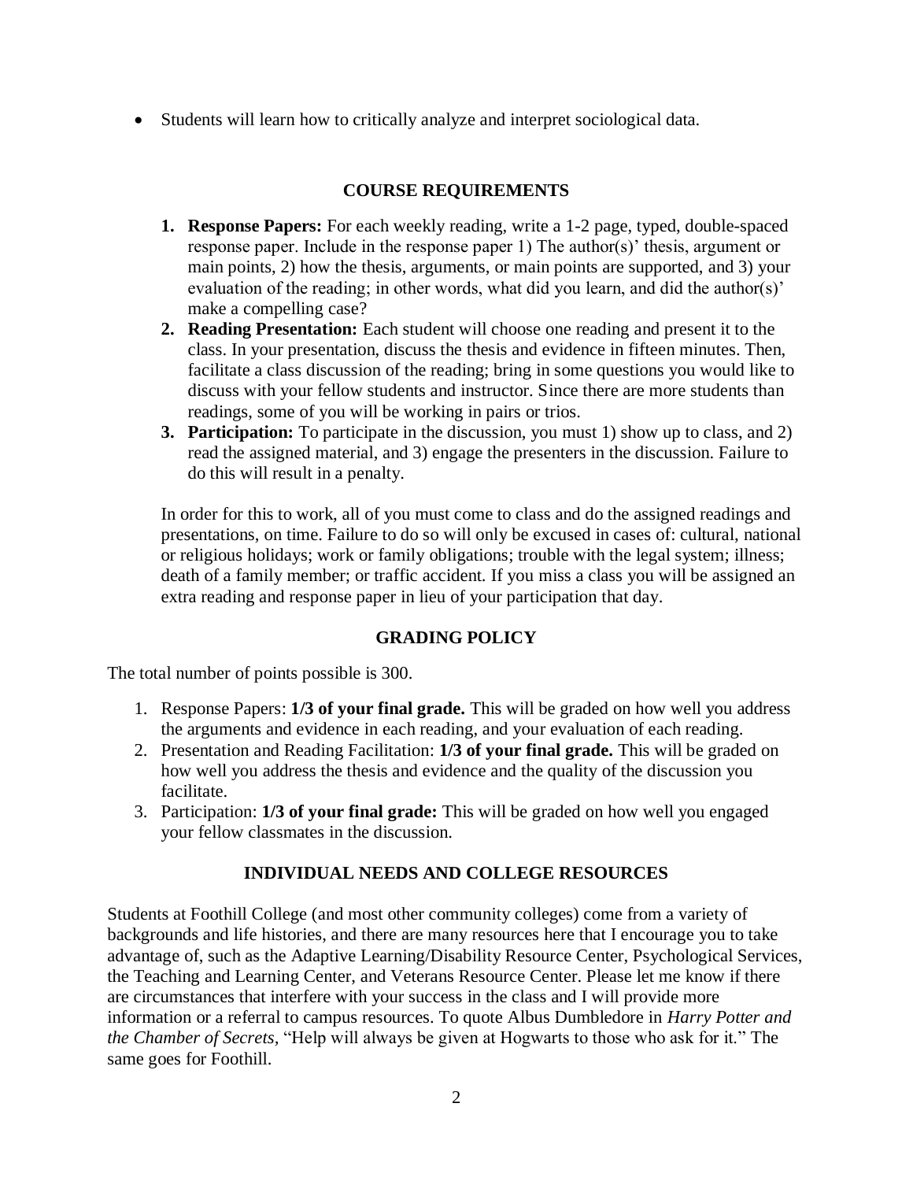- Students will learn how to critically analyze and interpret sociological data.

## COURSE REQUIREMENTS

1. **Response Papers:** For each weekly reading, write a 1-2 page, typed, double-spaced response paper. Include in the response paper 1) The author(s)' thesis, argument or main points, 2) how the thesis, arguments, or main points are supported, and 3) your evaluation of the reading; in other words, what did you learn, and did the author(s)' make a compelling case?
2. **Reading Presentation:** Each student will choose one reading and present it to the class. In your presentation, discuss the thesis and evidence in fifteen minutes. Then, facilitate a class discussion of the reading; bring in some questions you would like to discuss with your fellow students and instructor. Since there are more students than readings, some of you will be working in pairs or trios.
3. **Participation:** To participate in the discussion, you must 1) show up to class, and 2) read the assigned material, and 3) engage the presenters in the discussion. Failure to do this will result in a penalty.

In order for this to work, all of you must come to class and do the assigned readings and presentations, on time. Failure to do so will only be excused in cases of: cultural, national or religious holidays; work or family obligations; trouble with the legal system; illness; death of a family member; or traffic accident. If you miss a class you will be assigned an extra reading and response paper in lieu of your participation that day.

## GRADING POLICY

The total number of points possible is 300.

1. Response Papers: **1/3 of your final grade.** This will be graded on how well you address the arguments and evidence in each reading, and your evaluation of each reading.
2. Presentation and Reading Facilitation: **1/3 of your final grade.** This will be graded on how well you address the thesis and evidence and the quality of the discussion you facilitate.
3. Participation: **1/3 of your final grade:** This will be graded on how well you engaged your fellow classmates in the discussion.

## INDIVIDUAL NEEDS AND COLLEGE RESOURCES

Students at Foothill College (and most other community colleges) come from a variety of backgrounds and life histories, and there are many resources here that I encourage you to take advantage of, such as the Adaptive Learning/Disability Resource Center, Psychological Services, the Teaching and Learning Center, and Veterans Resource Center. Please let me know if there are circumstances that interfere with your success in the class and I will provide more information or a referral to campus resources. To quote Albus Dumbledore in *Harry Potter and the Chamber of Secrets*, "Help will always be given at Hogwarts to those who ask for it." The same goes for Foothill.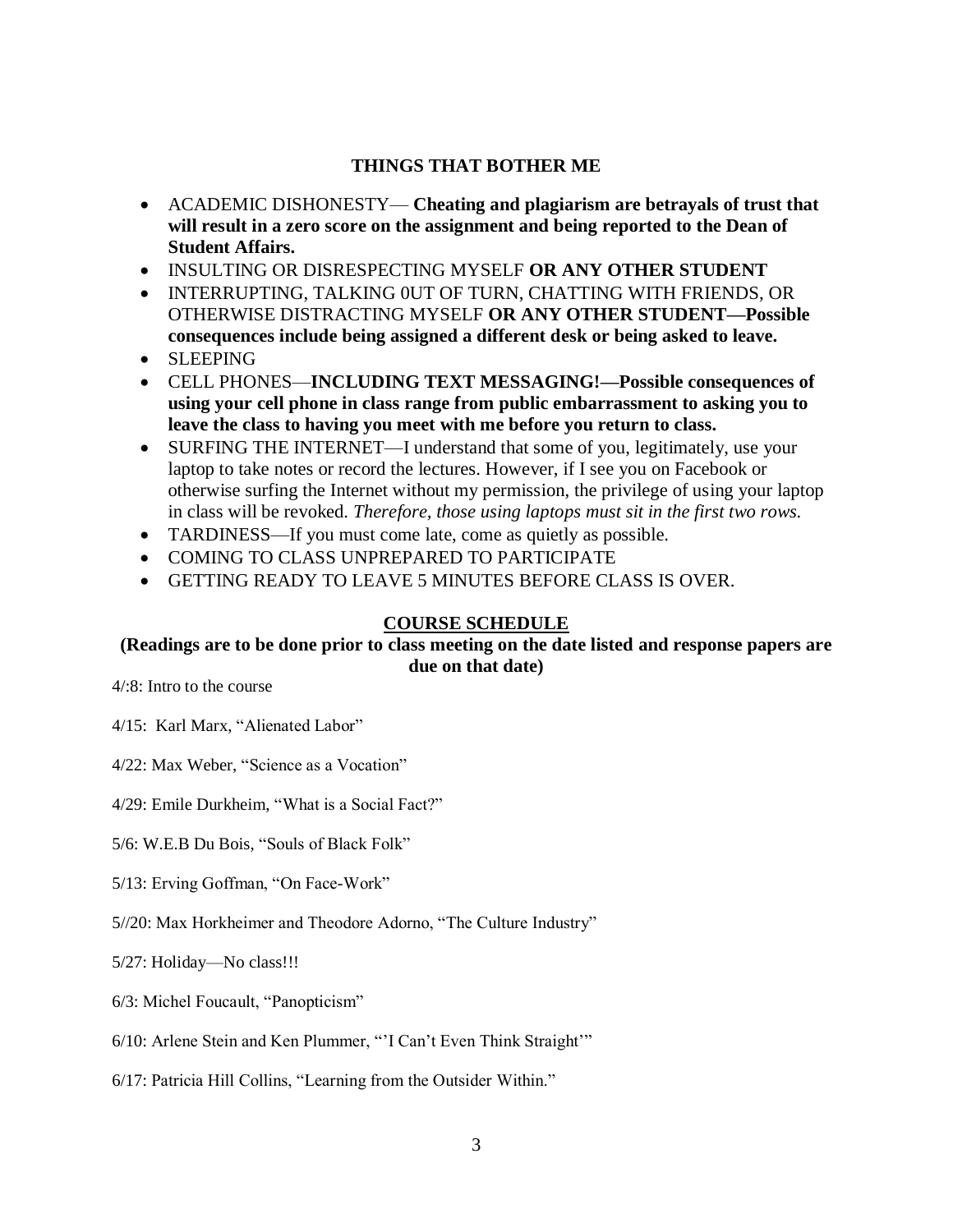## THINGS THAT BOTHER ME

- ACADEMIC DISHONESTY— **Cheating and plagiarism are betrayals of trust that will result in a zero score on the assignment and being reported to the Dean of Student Affairs.**
- INSULTING OR DISRESPECTING MYSELF **OR ANY OTHER STUDENT**
- INTERRUPTING, TALKING 0UT OF TURN, CHATTING WITH FRIENDS, OR OTHERWISE DISTRACTING MYSELF **OR ANY OTHER STUDENT—Possible consequences include being assigned a different desk or being asked to leave.**
- SLEEPING
- CELL PHONES—**INCLUDING TEXT MESSAGING!—Possible consequences of using your cell phone in class range from public embarrassment to asking you to leave the class to having you meet with me before you return to class.**
- SURFING THE INTERNET—I understand that some of you, legitimately, use your laptop to take notes or record the lectures. However, if I see you on Facebook or otherwise surfing the Internet without my permission, the privilege of using your laptop in class will be revoked. *Therefore, those using laptops must sit in the first two rows.*
- TARDINESS—If you must come late, come as quietly as possible.
- COMING TO CLASS UNPREPARED TO PARTICIPATE
- GETTING READY TO LEAVE 5 MINUTES BEFORE CLASS IS OVER.

## COURSE SCHEDULE

**(Readings are to be done prior to class meeting on the date listed and response papers are due on that date)**

4/:8: Intro to the course

4/15: Karl Marx, "Alienated Labor"

4/22: Max Weber, "Science as a Vocation"

4/29: Emile Durkheim, "What is a Social Fact?"

5/6: W.E.B Du Bois, "Souls of Black Folk"

5/13: Erving Goffman, "On Face-Work"

5//20: Max Horkheimer and Theodore Adorno, "The Culture Industry"

5/27: Holiday—No class!!!

6/3: Michel Foucault, "Panopticism"

6/10: Arlene Stein and Ken Plummer, "'I Can't Even Think Straight'"

6/17: Patricia Hill Collins, "Learning from the Outsider Within."